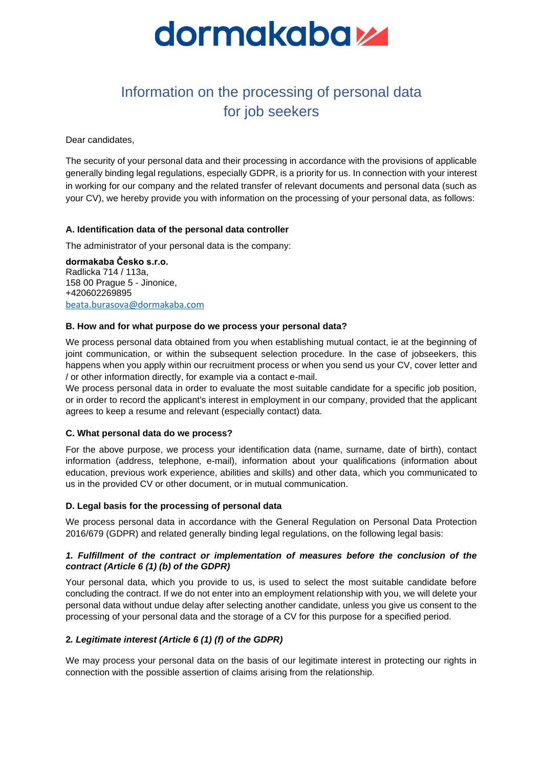# dormakaba

## Information on the processing of personal data for job seekers

Dear candidates,

The security of your personal data and their processing in accordance with the provisions of applicable generally binding legal regulations, especially GDPR, is a priority for us. In connection with your interest in working for our company and the related transfer of relevant documents and personal data (such as your CV), we hereby provide you with information on the processing of your personal data, as follows:

### A. Identification data of the personal data controller

The administrator of your personal data is the company:

**dormakaba Česko s.r.o.**
Radlicka 714 / 113a,
158 00 Prague 5 - Jinonice,
+420602269895
beata.burasova@dormakaba.com

### B. How and for what purpose do we process your personal data?

We process personal data obtained from you when establishing mutual contact, ie at the beginning of joint communication, or within the subsequent selection procedure. In the case of jobseekers, this happens when you apply within our recruitment process or when you send us your CV, cover letter and / or other information directly, for example via a contact e-mail.
We process personal data in order to evaluate the most suitable candidate for a specific job position, or in order to record the applicant's interest in employment in our company, provided that the applicant agrees to keep a resume and relevant (especially contact) data.

### C. What personal data do we process?

For the above purpose, we process your identification data (name, surname, date of birth), contact information (address, telephone, e-mail), information about your qualifications (information about education, previous work experience, abilities and skills) and other data, which you communicated to us in the provided CV or other document, or in mutual communication.

### D. Legal basis for the processing of personal data

We process personal data in accordance with the General Regulation on Personal Data Protection 2016/679 (GDPR) and related generally binding legal regulations, on the following legal basis:

#### *1. Fulfillment of the contract or implementation of measures before the conclusion of the contract (Article 6 (1) (b) of the GDPR)*

Your personal data, which you provide to us, is used to select the most suitable candidate before concluding the contract. If we do not enter into an employment relationship with you, we will delete your personal data without undue delay after selecting another candidate, unless you give us consent to the processing of your personal data and the storage of a CV for this purpose for a specified period.

#### *2. Legitimate interest (Article 6 (1) (f) of the GDPR)*

We may process your personal data on the basis of our legitimate interest in protecting our rights in connection with the possible assertion of claims arising from the relationship.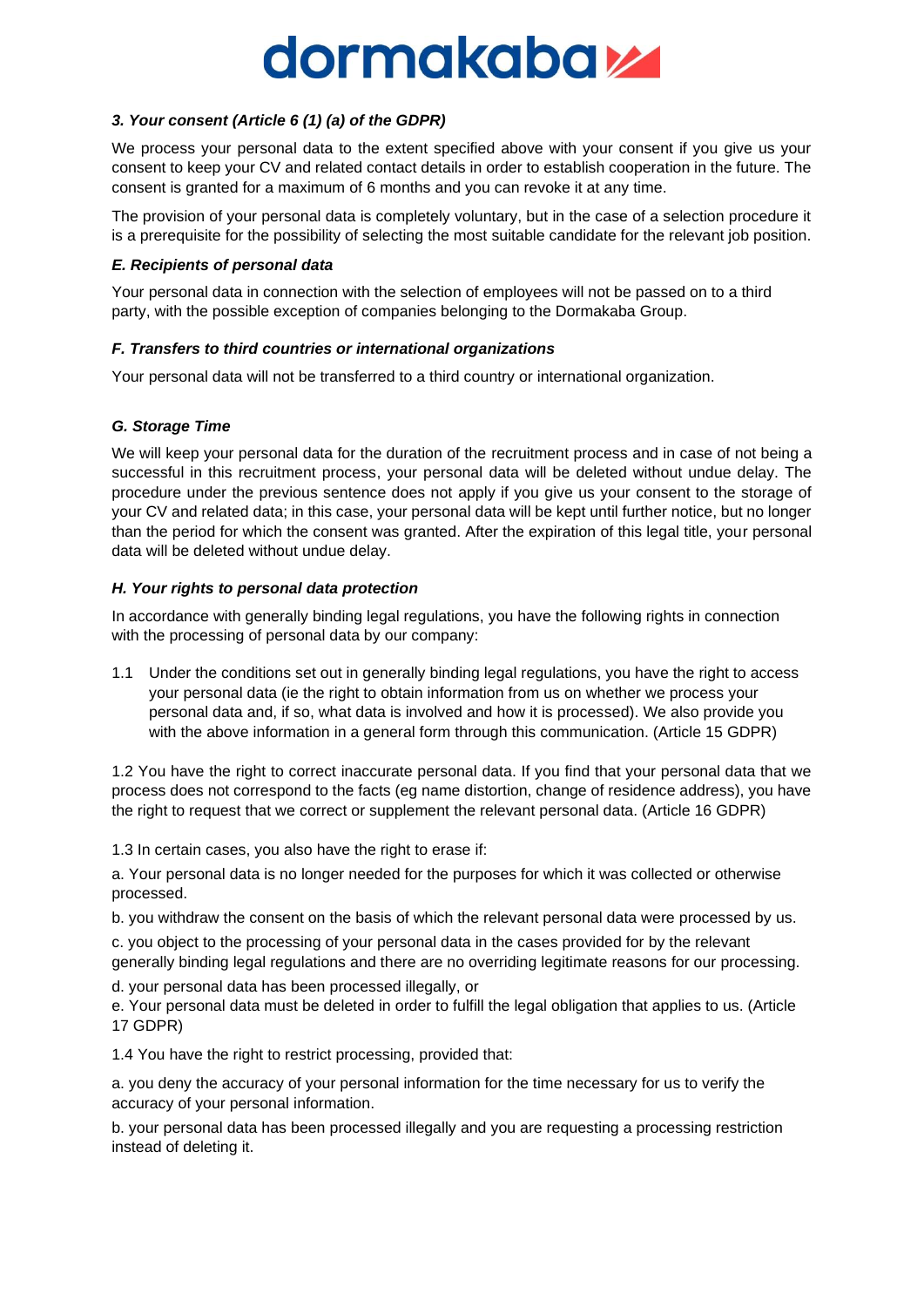### *3. Your consent (Article 6 (1) (a) of the GDPR)*

We process your personal data to the extent specified above with your consent if you give us your consent to keep your CV and related contact details in order to establish cooperation in the future. The consent is granted for a maximum of 6 months and you can revoke it at any time.

The provision of your personal data is completely voluntary, but in the case of a selection procedure it is a prerequisite for the possibility of selecting the most suitable candidate for the relevant job position.

### *E. Recipients of personal data*

Your personal data in connection with the selection of employees will not be passed on to a third party, with the possible exception of companies belonging to the Dormakaba Group.

### *F. Transfers to third countries or international organizations*

Your personal data will not be transferred to a third country or international organization.

### *G. Storage Time*

We will keep your personal data for the duration of the recruitment process and in case of not being a successful in this recruitment process, your personal data will be deleted without undue delay. The procedure under the previous sentence does not apply if you give us your consent to the storage of your CV and related data; in this case, your personal data will be kept until further notice, but no longer than the period for which the consent was granted. After the expiration of this legal title, your personal data will be deleted without undue delay.

### *H. Your rights to personal data protection*

In accordance with generally binding legal regulations, you have the following rights in connection with the processing of personal data by our company:

1.1 Under the conditions set out in generally binding legal regulations, you have the right to access your personal data (ie the right to obtain information from us on whether we process your personal data and, if so, what data is involved and how it is processed). We also provide you with the above information in a general form through this communication. (Article 15 GDPR)

1.2 You have the right to correct inaccurate personal data. If you find that your personal data that we process does not correspond to the facts (eg name distortion, change of residence address), you have the right to request that we correct or supplement the relevant personal data. (Article 16 GDPR)

1.3 In certain cases, you also have the right to erase if:

a. Your personal data is no longer needed for the purposes for which it was collected or otherwise processed.

b. you withdraw the consent on the basis of which the relevant personal data were processed by us.

c. you object to the processing of your personal data in the cases provided for by the relevant generally binding legal regulations and there are no overriding legitimate reasons for our processing.

d. your personal data has been processed illegally, or

e. Your personal data must be deleted in order to fulfill the legal obligation that applies to us. (Article 17 GDPR)

1.4 You have the right to restrict processing, provided that:

a. you deny the accuracy of your personal information for the time necessary for us to verify the accuracy of your personal information.

b. your personal data has been processed illegally and you are requesting a processing restriction instead of deleting it.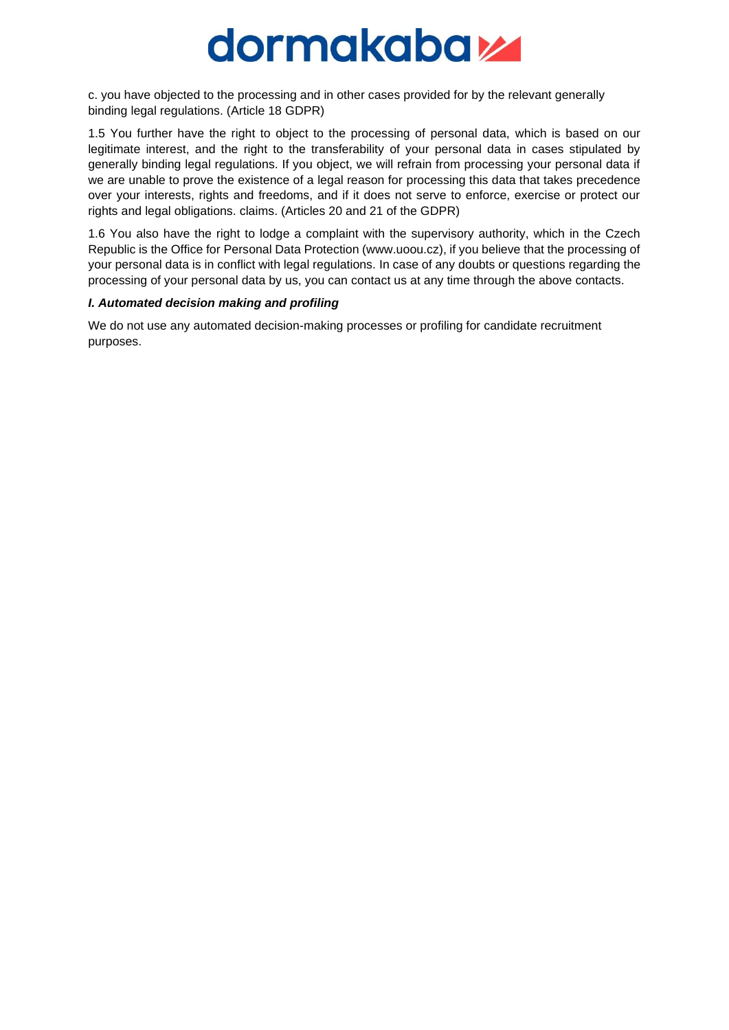c. you have objected to the processing and in other cases provided for by the relevant generally binding legal regulations. (Article 18 GDPR)

1.5 You further have the right to object to the processing of personal data, which is based on our legitimate interest, and the right to the transferability of your personal data in cases stipulated by generally binding legal regulations. If you object, we will refrain from processing your personal data if we are unable to prove the existence of a legal reason for processing this data that takes precedence over your interests, rights and freedoms, and if it does not serve to enforce, exercise or protect our rights and legal obligations. claims. (Articles 20 and 21 of the GDPR)

1.6 You also have the right to lodge a complaint with the supervisory authority, which in the Czech Republic is the Office for Personal Data Protection (www.uoou.cz), if you believe that the processing of your personal data is in conflict with legal regulations. In case of any doubts or questions regarding the processing of your personal data by us, you can contact us at any time through the above contacts.

***I. Automated decision making and profiling***

We do not use any automated decision-making processes or profiling for candidate recruitment purposes.